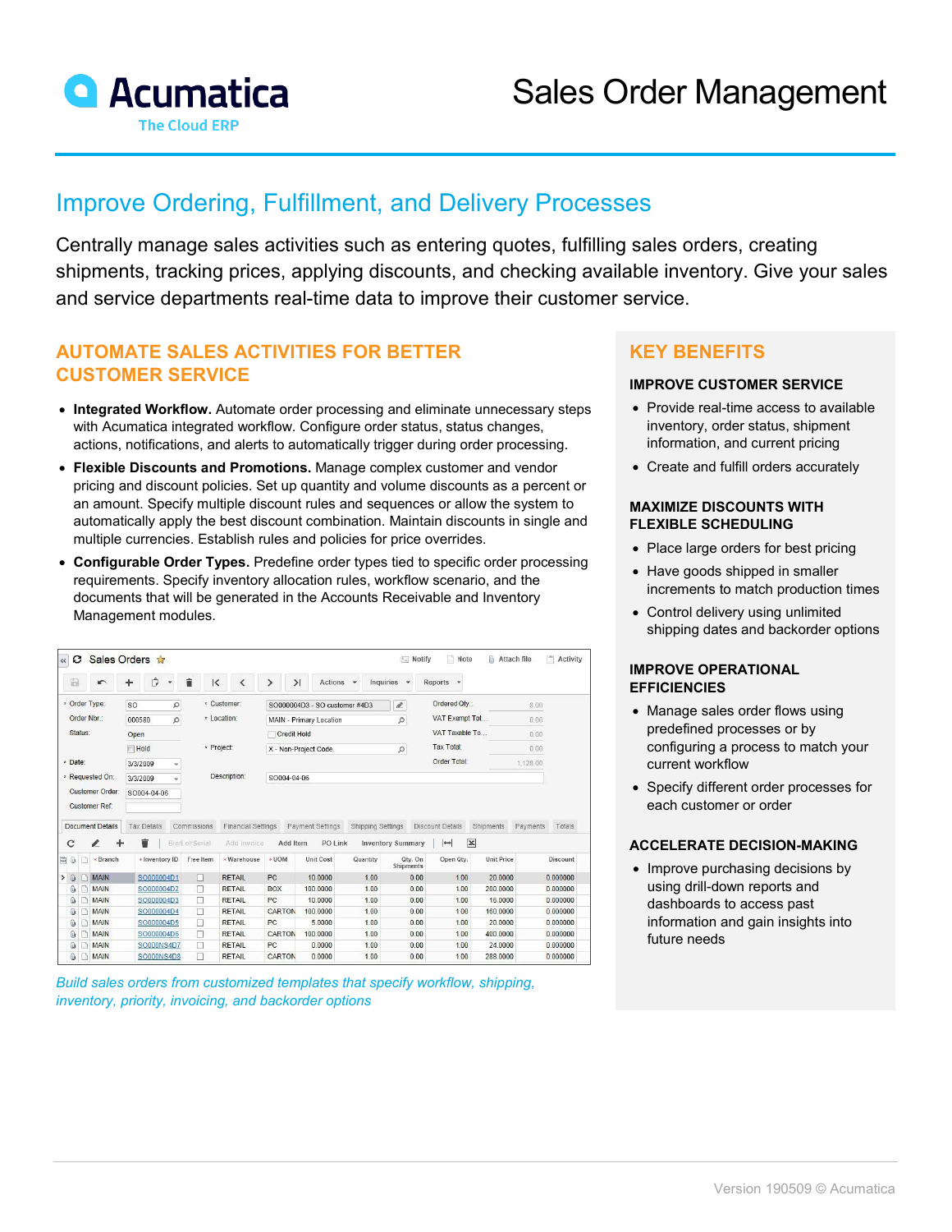# Acumatica

The Cloud ERP

# Sales Order Management

## Improve Ordering, Fulfillment, and Delivery Processes

Centrally manage sales activities such as entering quotes, fulfilling sales orders, creating shipments, tracking prices, applying discounts, and checking available inventory. Give your sales and service departments real-time data to improve their customer service.

## AUTOMATE SALES ACTIVITIES FOR BETTER CUSTOMER SERVICE

- **Integrated Workflow.** Automate order processing and eliminate unnecessary steps with Acumatica integrated workflow. Configure order status, status changes, actions, notifications, and alerts to automatically trigger during order processing.
- **Flexible Discounts and Promotions.** Manage complex customer and vendor pricing and discount policies. Set up quantity and volume discounts as a percent or an amount. Specify multiple discount rules and sequences or allow the system to automatically apply the best discount combination. Maintain discounts in single and multiple currencies. Establish rules and policies for price overrides.
- **Configurable Order Types.** Predefine order types tied to specific order processing requirements. Specify inventory allocation rules, workflow scenario, and the documents that will be generated in the Accounts Receivable and Inventory Management modules.

*Build sales orders from customized templates that specify workflow, shipping, inventory, priority, invoicing, and backorder options*

## KEY BENEFITS

### IMPROVE CUSTOMER SERVICE

- Provide real-time access to available inventory, order status, shipment information, and current pricing
- Create and fulfill orders accurately

### MAXIMIZE DISCOUNTS WITH FLEXIBLE SCHEDULING

- Place large orders for best pricing
- Have goods shipped in smaller increments to match production times
- Control delivery using unlimited shipping dates and backorder options

### IMPROVE OPERATIONAL EFFICIENCIES

- Manage sales order flows using predefined processes or by configuring a process to match your current workflow
- Specify different order processes for each customer or order

### ACCELERATE DECISION-MAKING

- Improve purchasing decisions by using drill-down reports and dashboards to access past information and gain insights into future needs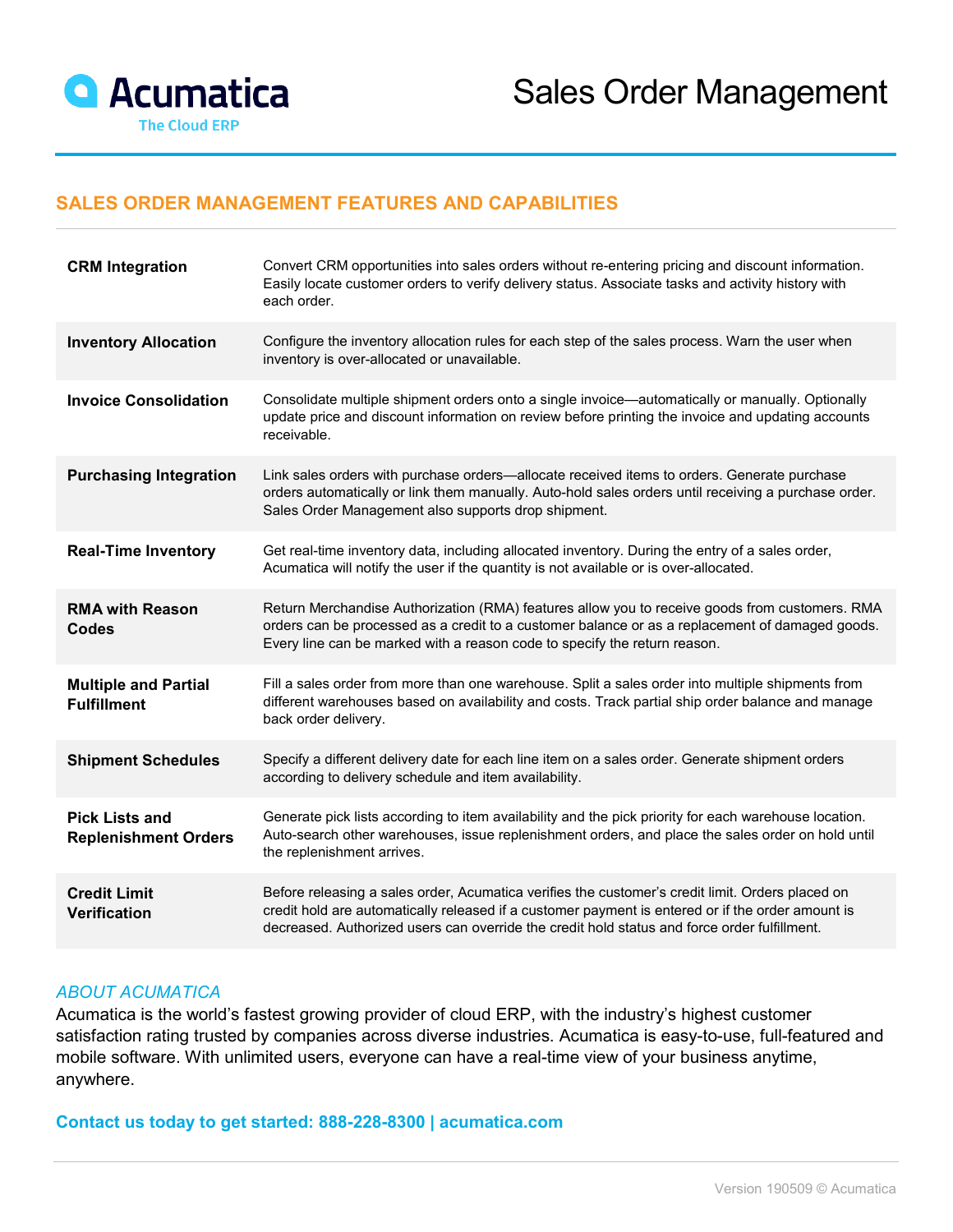Acumatica
The Cloud ERP

# Sales Order Management

## SALES ORDER MANAGEMENT FEATURES AND CAPABILITIES

| | |
|---|---|
| **CRM Integration** | Convert CRM opportunities into sales orders without re-entering pricing and discount information. Easily locate customer orders to verify delivery status. Associate tasks and activity history with each order. |
| **Inventory Allocation** | Configure the inventory allocation rules for each step of the sales process. Warn the user when inventory is over-allocated or unavailable. |
| **Invoice Consolidation** | Consolidate multiple shipment orders onto a single invoice—automatically or manually. Optionally update price and discount information on review before printing the invoice and updating accounts receivable. |
| **Purchasing Integration** | Link sales orders with purchase orders—allocate received items to orders. Generate purchase orders automatically or link them manually. Auto-hold sales orders until receiving a purchase order. Sales Order Management also supports drop shipment. |
| **Real-Time Inventory** | Get real-time inventory data, including allocated inventory. During the entry of a sales order, Acumatica will notify the user if the quantity is not available or is over-allocated. |
| **RMA with Reason Codes** | Return Merchandise Authorization (RMA) features allow you to receive goods from customers. RMA orders can be processed as a credit to a customer balance or as a replacement of damaged goods. Every line can be marked with a reason code to specify the return reason. |
| **Multiple and Partial Fulfillment** | Fill a sales order from more than one warehouse. Split a sales order into multiple shipments from different warehouses based on availability and costs. Track partial ship order balance and manage back order delivery. |
| **Shipment Schedules** | Specify a different delivery date for each line item on a sales order. Generate shipment orders according to delivery schedule and item availability. |
| **Pick Lists and Replenishment Orders** | Generate pick lists according to item availability and the pick priority for each warehouse location. Auto-search other warehouses, issue replenishment orders, and place the sales order on hold until the replenishment arrives. |
| **Credit Limit Verification** | Before releasing a sales order, Acumatica verifies the customer's credit limit. Orders placed on credit hold are automatically released if a customer payment is entered or if the order amount is decreased. Authorized users can override the credit hold status and force order fulfillment. |

### *ABOUT ACUMATICA*

Acumatica is the world's fastest growing provider of cloud ERP, with the industry's highest customer satisfaction rating trusted by companies across diverse industries. Acumatica is easy-to-use, full-featured and mobile software. With unlimited users, everyone can have a real-time view of your business anytime, anywhere.

**Contact us today to get started: 888-228-8300 | acumatica.com**

Version 190509 © Acumatica